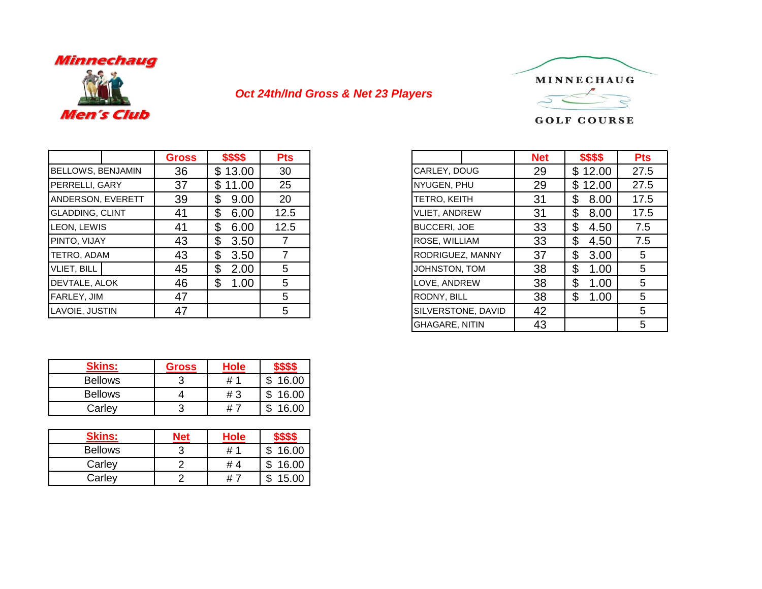Minnechaug Men's Club

MINNECHAUG GOLF COURSE

## *Oct 24th/Ind Gross & Net 23 Players*

| | Gross | $$$$ | Pts |
|---|---|---|---|
| BELLOWS, BENJAMIN | 36 | $ 13.00 | 30 |
| PERRELLI, GARY | 37 | $ 11.00 | 25 |
| ANDERSON, EVERETT | 39 | $ 9.00 | 20 |
| GLADDING, CLINT | 41 | $ 6.00 | 12.5 |
| LEON, LEWIS | 41 | $ 6.00 | 12.5 |
| PINTO, VIJAY | 43 | $ 3.50 | 7 |
| TETRO, ADAM | 43 | $ 3.50 | 7 |
| VLIET, BILL | 45 | $ 2.00 | 5 |
| DEVTALE, ALOK | 46 | $ 1.00 | 5 |
| FARLEY, JIM | 47 | | 5 |
| LAVOIE, JUSTIN | 47 | | 5 |

| | Net | $$$$ | Pts |
|---|---|---|---|
| CARLEY, DOUG | 29 | $ 12.00 | 27.5 |
| NYUGEN, PHU | 29 | $ 12.00 | 27.5 |
| TETRO, KEITH | 31 | $ 8.00 | 17.5 |
| VLIET, ANDREW | 31 | $ 8.00 | 17.5 |
| BUCCERI, JOE | 33 | $ 4.50 | 7.5 |
| ROSE, WILLIAM | 33 | $ 4.50 | 7.5 |
| RODRIGUEZ, MANNY | 37 | $ 3.00 | 5 |
| JOHNSTON, TOM | 38 | $ 1.00 | 5 |
| LOVE, ANDREW | 38 | $ 1.00 | 5 |
| RODNY, BILL | 38 | $ 1.00 | 5 |
| SILVERSTONE, DAVID | 42 | | 5 |
| GHAGARE, NITIN | 43 | | 5 |

| Skins: | Gross | Hole | $$$$ |
|---|---|---|---|
| Bellows | 3 | # 1 | $ 16.00 |
| Bellows | 4 | # 3 | $ 16.00 |
| Carley | 3 | # 7 | $ 16.00 |

| Skins: | Net | Hole | $$$$ |
|---|---|---|---|
| Bellows | 3 | # 1 | $ 16.00 |
| Carley | 2 | # 4 | $ 16.00 |
| Carley | 2 | # 7 | $ 15.00 |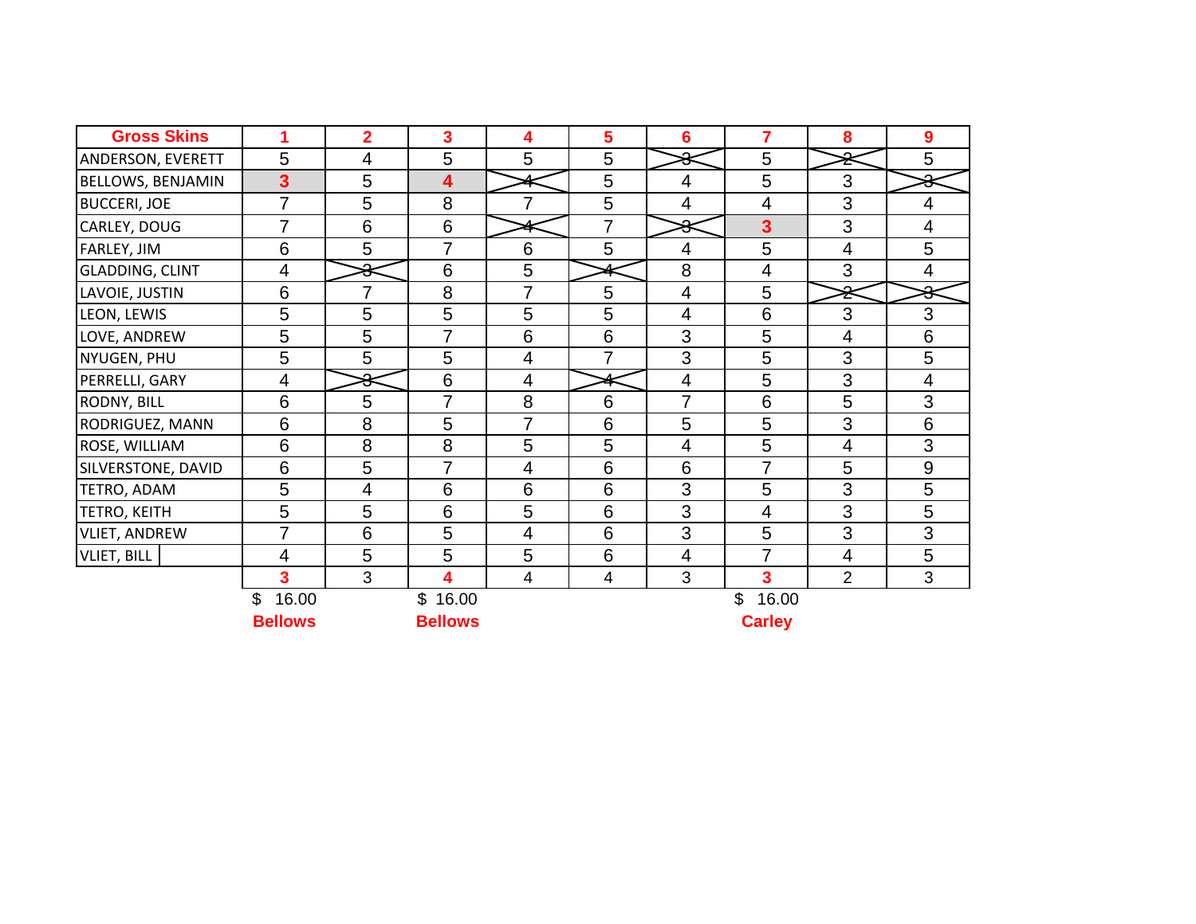| Gross Skins | 1 | 2 | 3 | 4 | 5 | 6 | 7 | 8 | 9 |
|---|---|---|---|---|---|---|---|---|---|
| ANDERSON, EVERETT | 5 | 4 | 5 | 5 | 5 | ~~3~~ | 5 | ~~2~~ | 5 |
| BELLOWS, BENJAMIN | **3** | 5 | **4** | ~~4~~ | 5 | 4 | 5 | 3 | ~~3~~ |
| BUCCERI, JOE | 7 | 5 | 8 | 7 | 5 | 4 | 4 | 3 | 4 |
| CARLEY, DOUG | 7 | 6 | 6 | ~~4~~ | 7 | ~~3~~ | **3** | 3 | 4 |
| FARLEY, JIM | 6 | 5 | 7 | 6 | 5 | 4 | 5 | 4 | 5 |
| GLADDING, CLINT | 4 | ~~3~~ | 6 | 5 | ~~4~~ | 8 | 4 | 3 | 4 |
| LAVOIE, JUSTIN | 6 | 7 | 8 | 7 | 5 | 4 | 5 | ~~2~~ | ~~3~~ |
| LEON, LEWIS | 5 | 5 | 5 | 5 | 5 | 4 | 6 | 3 | 3 |
| LOVE, ANDREW | 5 | 5 | 7 | 6 | 6 | 3 | 5 | 4 | 6 |
| NYUGEN, PHU | 5 | 5 | 5 | 4 | 7 | 3 | 5 | 3 | 5 |
| PERRELLI, GARY | 4 | ~~3~~ | 6 | 4 | ~~4~~ | 4 | 5 | 3 | 4 |
| RODNY, BILL | 6 | 5 | 7 | 8 | 6 | 7 | 6 | 5 | 3 |
| RODRIGUEZ, MANN | 6 | 8 | 5 | 7 | 6 | 5 | 5 | 3 | 6 |
| ROSE, WILLIAM | 6 | 8 | 8 | 5 | 5 | 4 | 5 | 4 | 3 |
| SILVERSTONE, DAVID | 6 | 5 | 7 | 4 | 6 | 6 | 7 | 5 | 9 |
| TETRO, ADAM | 5 | 4 | 6 | 6 | 6 | 3 | 5 | 3 | 5 |
| TETRO, KEITH | 5 | 5 | 6 | 5 | 6 | 3 | 4 | 3 | 5 |
| VLIET, ANDREW | 7 | 6 | 5 | 4 | 6 | 3 | 5 | 3 | 3 |
| VLIET, BILL | 4 | 5 | 5 | 5 | 6 | 4 | 7 | 4 | 5 |
| | **3** | 3 | **4** | 4 | 4 | 3 | **3** | 2 | 3 |
| | $ 16.00 | | $ 16.00 | | | | $ 16.00 | | |
| | **Bellows** | | **Bellows** | | | | **Carley** | | |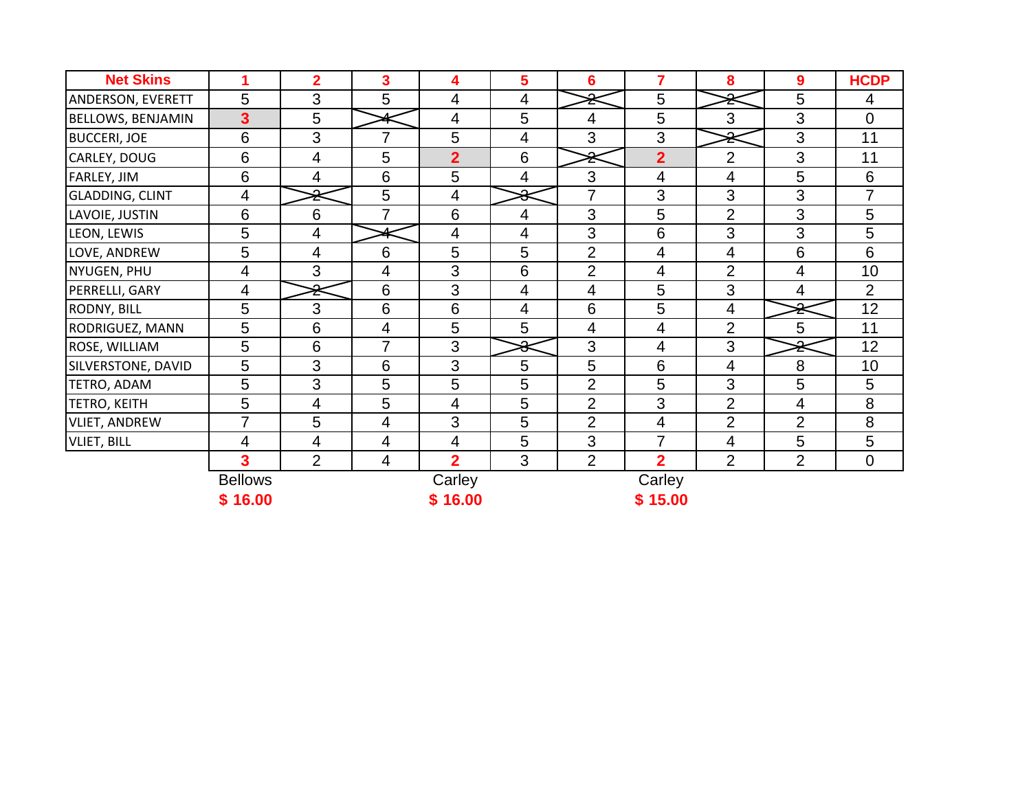| Net Skins | 1 | 2 | 3 | 4 | 5 | 6 | 7 | 8 | 9 | HCDP |
|---|---|---|---|---|---|---|---|---|---|---|
| ANDERSON, EVERETT | 5 | 3 | 5 | 4 | 4 | 2 | 5 | 2 | 5 | 4 |
| BELLOWS, BENJAMIN | 3 | 5 | 4 | 4 | 5 | 4 | 5 | 3 | 3 | 0 |
| BUCCERI, JOE | 6 | 3 | 7 | 5 | 4 | 3 | 3 | 2 | 3 | 11 |
| CARLEY, DOUG | 6 | 4 | 5 | 2 | 6 | 2 | 2 | 2 | 3 | 11 |
| FARLEY, JIM | 6 | 4 | 6 | 5 | 4 | 3 | 4 | 4 | 5 | 6 |
| GLADDING, CLINT | 4 | 2 | 5 | 4 | 3 | 7 | 3 | 3 | 3 | 7 |
| LAVOIE, JUSTIN | 6 | 6 | 7 | 6 | 4 | 3 | 5 | 2 | 3 | 5 |
| LEON, LEWIS | 5 | 4 | 4 | 4 | 4 | 3 | 6 | 3 | 3 | 5 |
| LOVE, ANDREW | 5 | 4 | 6 | 5 | 5 | 2 | 4 | 4 | 6 | 6 |
| NYUGEN, PHU | 4 | 3 | 4 | 3 | 6 | 2 | 4 | 2 | 4 | 10 |
| PERRELLI, GARY | 4 | 2 | 6 | 3 | 4 | 4 | 5 | 3 | 4 | 2 |
| RODNY, BILL | 5 | 3 | 6 | 6 | 4 | 6 | 5 | 4 | 2 | 12 |
| RODRIGUEZ, MANN | 5 | 6 | 4 | 5 | 5 | 4 | 4 | 2 | 5 | 11 |
| ROSE, WILLIAM | 5 | 6 | 7 | 3 | 3 | 3 | 4 | 3 | 2 | 12 |
| SILVERSTONE, DAVID | 5 | 3 | 6 | 3 | 5 | 5 | 6 | 4 | 8 | 10 |
| TETRO, ADAM | 5 | 3 | 5 | 5 | 5 | 2 | 5 | 3 | 5 | 5 |
| TETRO, KEITH | 5 | 4 | 5 | 4 | 5 | 2 | 3 | 2 | 4 | 8 |
| VLIET, ANDREW | 7 | 5 | 4 | 3 | 5 | 2 | 4 | 2 | 2 | 8 |
| VLIET, BILL | 4 | 4 | 4 | 4 | 5 | 3 | 7 | 4 | 5 | 5 |
| | 3 | 2 | 4 | 2 | 3 | 2 | 2 | 2 | 2 | 0 |
| | Bellows | | | Carley | | | Carley | | | |
| | $ 16.00 | | | $ 16.00 | | | $ 15.00 | | | |